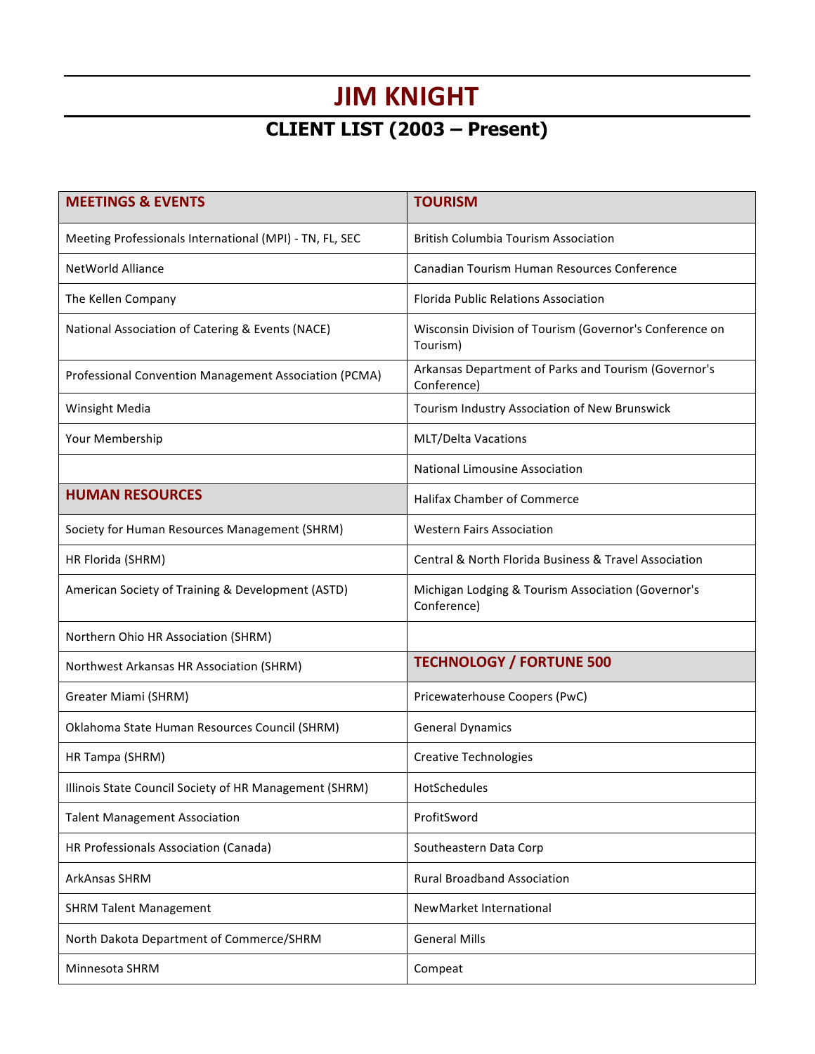# JIM KNIGHT

## CLIENT LIST (2003 – Present)

| MEETINGS & EVENTS | TOURISM |
|---|---|
| Meeting Professionals International (MPI) - TN, FL, SEC | British Columbia Tourism Association |
| NetWorld Alliance | Canadian Tourism Human Resources Conference |
| The Kellen Company | Florida Public Relations Association |
| National Association of Catering & Events (NACE) | Wisconsin Division of Tourism (Governor's Conference on Tourism) |
| Professional Convention Management Association (PCMA) | Arkansas Department of Parks and Tourism (Governor's Conference) |
| Winsight Media | Tourism Industry Association of New Brunswick |
| Your Membership | MLT/Delta Vacations |
| | National Limousine Association |
| **HUMAN RESOURCES** | Halifax Chamber of Commerce |
| Society for Human Resources Management (SHRM) | Western Fairs Association |
| HR Florida (SHRM) | Central & North Florida Business & Travel Association |
| American Society of Training & Development (ASTD) | Michigan Lodging & Tourism Association (Governor's Conference) |
| Northern Ohio HR Association (SHRM) | |
| Northwest Arkansas HR Association (SHRM) | **TECHNOLOGY / FORTUNE 500** |
| Greater Miami (SHRM) | Pricewaterhouse Coopers (PwC) |
| Oklahoma State Human Resources Council (SHRM) | General Dynamics |
| HR Tampa (SHRM) | Creative Technologies |
| Illinois State Council Society of HR Management (SHRM) | HotSchedules |
| Talent Management Association | ProfitSword |
| HR Professionals Association (Canada) | Southeastern Data Corp |
| ArkAnsas SHRM | Rural Broadband Association |
| SHRM Talent Management | NewMarket International |
| North Dakota Department of Commerce/SHRM | General Mills |
| Minnesota SHRM | Compeat |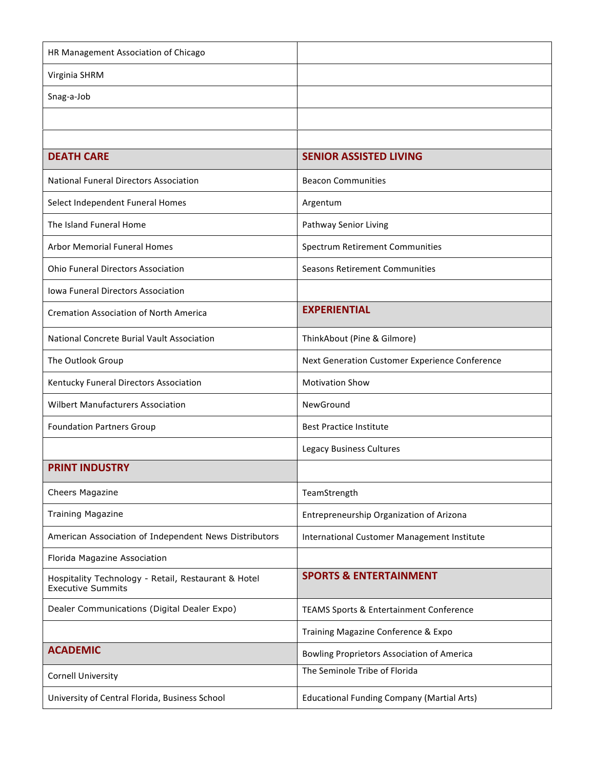| | |
|---|---|
| HR Management Association of Chicago | |
| Virginia SHRM | |
| Snag-a-Job | |
| | |
| | |
| **DEATH CARE** | **SENIOR ASSISTED LIVING** |
| National Funeral Directors Association | Beacon Communities |
| Select Independent Funeral Homes | Argentum |
| The Island Funeral Home | Pathway Senior Living |
| Arbor Memorial Funeral Homes | Spectrum Retirement Communities |
| Ohio Funeral Directors Association | Seasons Retirement Communities |
| Iowa Funeral Directors Association | |
| Cremation Association of North America | **EXPERIENTIAL** |
| National Concrete Burial Vault Association | ThinkAbout (Pine & Gilmore) |
| The Outlook Group | Next Generation Customer Experience Conference |
| Kentucky Funeral Directors Association | Motivation Show |
| Wilbert Manufacturers Association | NewGround |
| Foundation Partners Group | Best Practice Institute |
| | Legacy Business Cultures |
| **PRINT INDUSTRY** | |
| Cheers Magazine | TeamStrength |
| Training Magazine | Entrepreneurship Organization of Arizona |
| American Association of Independent News Distributors | International Customer Management Institute |
| Florida Magazine Association | |
| Hospitality Technology - Retail, Restaurant & Hotel Executive Summits | **SPORTS & ENTERTAINMENT** |
| Dealer Communications (Digital Dealer Expo) | TEAMS Sports & Entertainment Conference |
| | Training Magazine Conference & Expo |
| **ACADEMIC** | Bowling Proprietors Association of America |
| Cornell University | The Seminole Tribe of Florida |
| University of Central Florida, Business School | Educational Funding Company (Martial Arts) |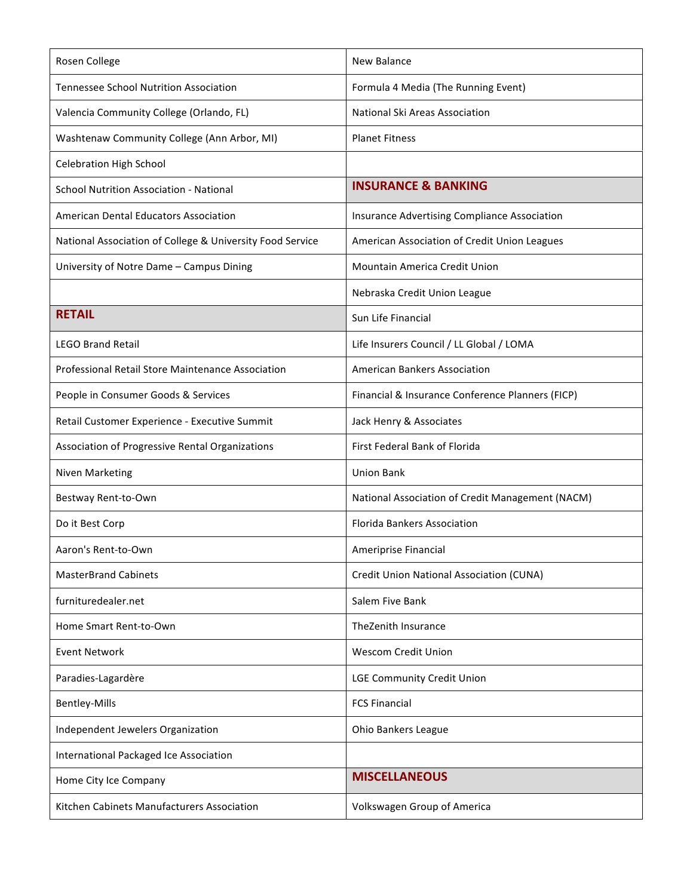| | |
|---|---|
| Rosen College | New Balance |
| Tennessee School Nutrition Association | Formula 4 Media (The Running Event) |
| Valencia Community College (Orlando, FL) | National Ski Areas Association |
| Washtenaw Community College (Ann Arbor, MI) | Planet Fitness |
| Celebration High School | |
| School Nutrition Association - National | **INSURANCE & BANKING** |
| American Dental Educators Association | Insurance Advertising Compliance Association |
| National Association of College & University Food Service | American Association of Credit Union Leagues |
| University of Notre Dame – Campus Dining | Mountain America Credit Union |
| | Nebraska Credit Union League |
| **RETAIL** | Sun Life Financial |
| LEGO Brand Retail | Life Insurers Council / LL Global / LOMA |
| Professional Retail Store Maintenance Association | American Bankers Association |
| People in Consumer Goods & Services | Financial & Insurance Conference Planners (FICP) |
| Retail Customer Experience - Executive Summit | Jack Henry & Associates |
| Association of Progressive Rental Organizations | First Federal Bank of Florida |
| Niven Marketing | Union Bank |
| Bestway Rent-to-Own | National Association of Credit Management (NACM) |
| Do it Best Corp | Florida Bankers Association |
| Aaron's Rent-to-Own | Ameriprise Financial |
| MasterBrand Cabinets | Credit Union National Association (CUNA) |
| furnituredealer.net | Salem Five Bank |
| Home Smart Rent-to-Own | TheZenith Insurance |
| Event Network | Wescom Credit Union |
| Paradies-Lagardère | LGE Community Credit Union |
| Bentley-Mills | FCS Financial |
| Independent Jewelers Organization | Ohio Bankers League |
| International Packaged Ice Association | |
| Home City Ice Company | **MISCELLANEOUS** |
| Kitchen Cabinets Manufacturers Association | Volkswagen Group of America |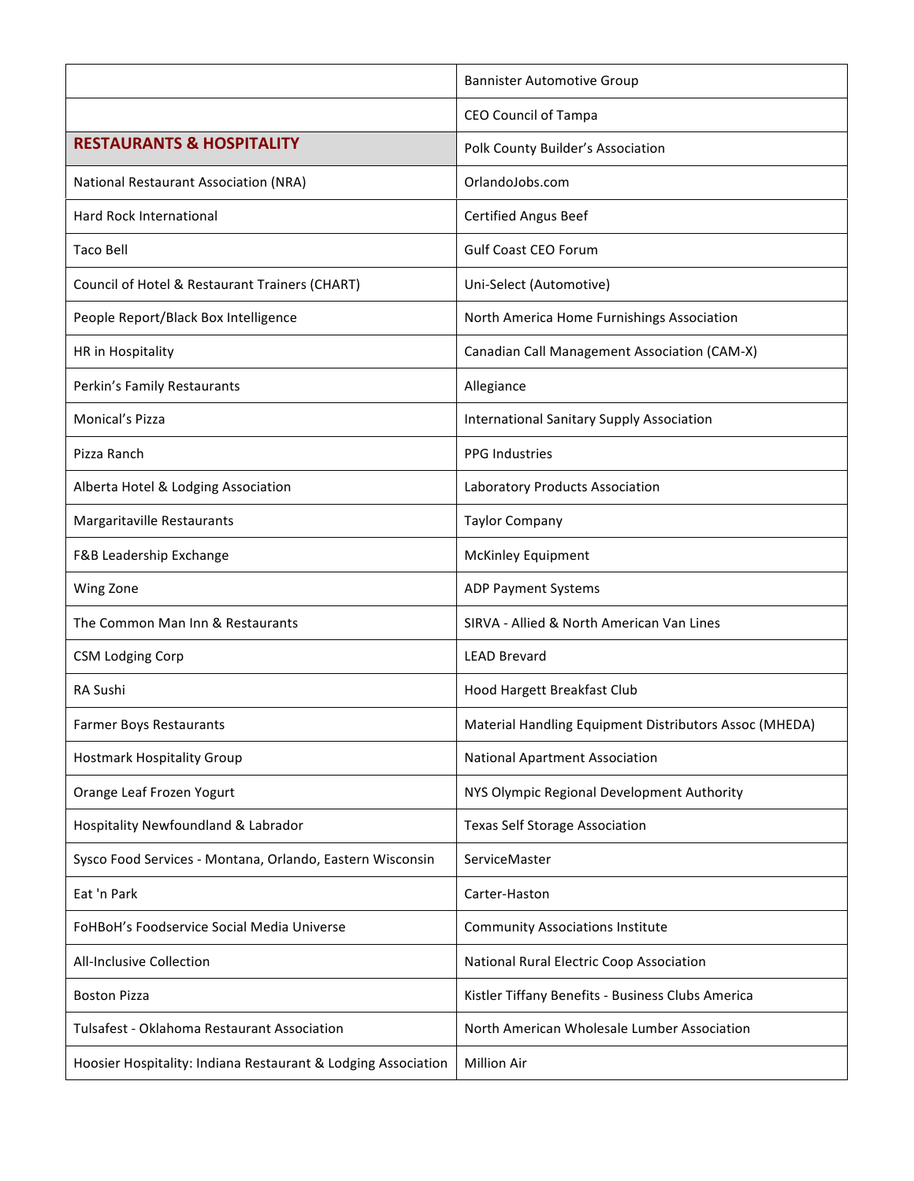| | |
|---|---|
| | Bannister Automotive Group |
| | CEO Council of Tampa |
| **RESTAURANTS & HOSPITALITY** | Polk County Builder's Association |
| National Restaurant Association (NRA) | OrlandoJobs.com |
| Hard Rock International | Certified Angus Beef |
| Taco Bell | Gulf Coast CEO Forum |
| Council of Hotel & Restaurant Trainers (CHART) | Uni-Select (Automotive) |
| People Report/Black Box Intelligence | North America Home Furnishings Association |
| HR in Hospitality | Canadian Call Management Association (CAM-X) |
| Perkin's Family Restaurants | Allegiance |
| Monical's Pizza | International Sanitary Supply Association |
| Pizza Ranch | PPG Industries |
| Alberta Hotel & Lodging Association | Laboratory Products Association |
| Margaritaville Restaurants | Taylor Company |
| F&B Leadership Exchange | McKinley Equipment |
| Wing Zone | ADP Payment Systems |
| The Common Man Inn & Restaurants | SIRVA - Allied & North American Van Lines |
| CSM Lodging Corp | LEAD Brevard |
| RA Sushi | Hood Hargett Breakfast Club |
| Farmer Boys Restaurants | Material Handling Equipment Distributors Assoc (MHEDA) |
| Hostmark Hospitality Group | National Apartment Association |
| Orange Leaf Frozen Yogurt | NYS Olympic Regional Development Authority |
| Hospitality Newfoundland & Labrador | Texas Self Storage Association |
| Sysco Food Services - Montana, Orlando, Eastern Wisconsin | ServiceMaster |
| Eat 'n Park | Carter-Haston |
| FoHBoH's Foodservice Social Media Universe | Community Associations Institute |
| All-Inclusive Collection | National Rural Electric Coop Association |
| Boston Pizza | Kistler Tiffany Benefits - Business Clubs America |
| Tulsafest - Oklahoma Restaurant Association | North American Wholesale Lumber Association |
| Hoosier Hospitality: Indiana Restaurant & Lodging Association | Million Air |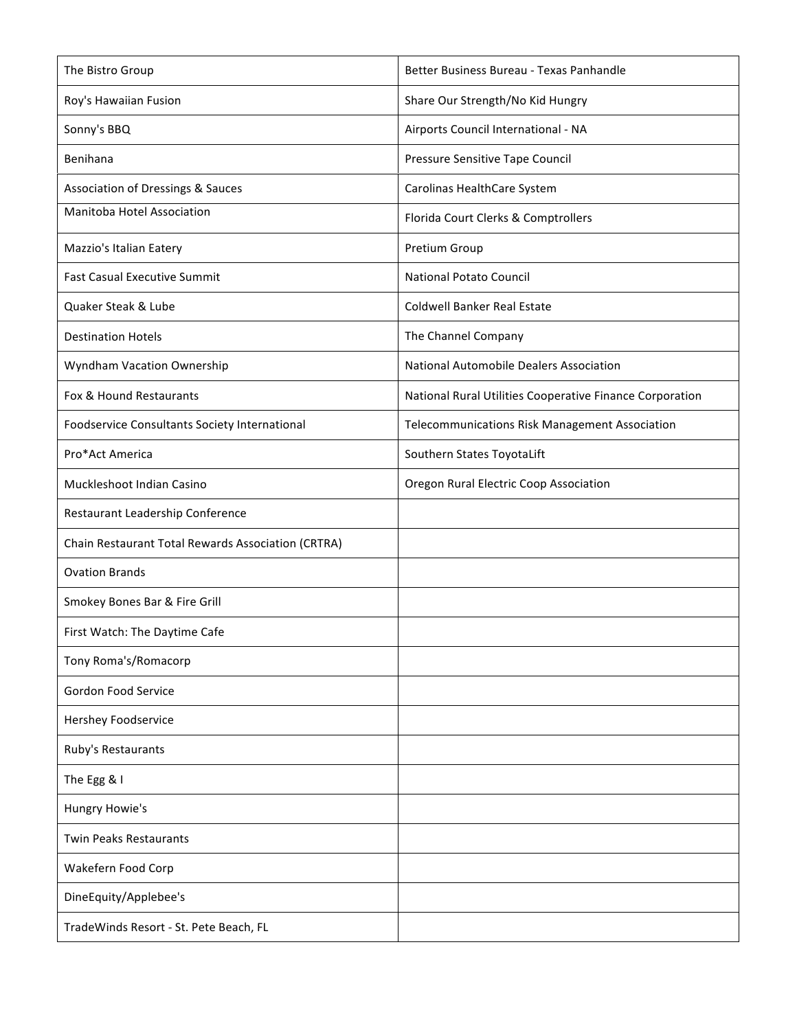| | |
|---|---|
| The Bistro Group | Better Business Bureau - Texas Panhandle |
| Roy's Hawaiian Fusion | Share Our Strength/No Kid Hungry |
| Sonny's BBQ | Airports Council International - NA |
| Benihana | Pressure Sensitive Tape Council |
| Association of Dressings & Sauces | Carolinas HealthCare System |
| Manitoba Hotel Association | Florida Court Clerks & Comptrollers |
| Mazzio's Italian Eatery | Pretium Group |
| Fast Casual Executive Summit | National Potato Council |
| Quaker Steak & Lube | Coldwell Banker Real Estate |
| Destination Hotels | The Channel Company |
| Wyndham Vacation Ownership | National Automobile Dealers Association |
| Fox & Hound Restaurants | National Rural Utilities Cooperative Finance Corporation |
| Foodservice Consultants Society International | Telecommunications Risk Management Association |
| Pro*Act America | Southern States ToyotaLift |
| Muckleshoot Indian Casino | Oregon Rural Electric Coop Association |
| Restaurant Leadership Conference | |
| Chain Restaurant Total Rewards Association (CRTRA) | |
| Ovation Brands | |
| Smokey Bones Bar & Fire Grill | |
| First Watch: The Daytime Cafe | |
| Tony Roma's/Romacorp | |
| Gordon Food Service | |
| Hershey Foodservice | |
| Ruby's Restaurants | |
| The Egg & I | |
| Hungry Howie's | |
| Twin Peaks Restaurants | |
| Wakefern Food Corp | |
| DineEquity/Applebee's | |
| TradeWinds Resort - St. Pete Beach, FL | |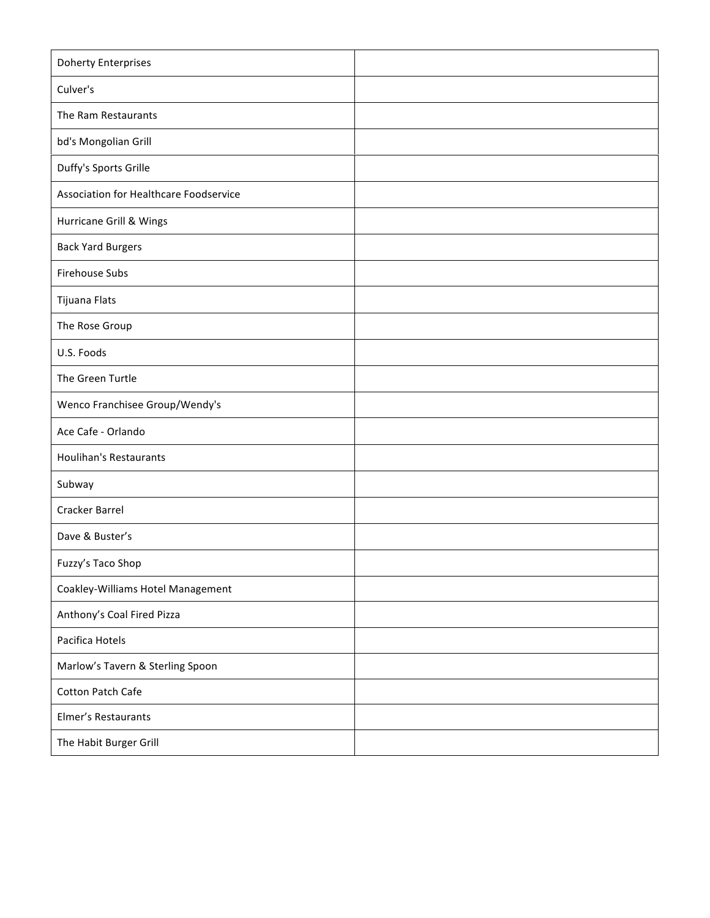| | |
|---|---|
| Doherty Enterprises | |
| Culver's | |
| The Ram Restaurants | |
| bd's Mongolian Grill | |
| Duffy's Sports Grille | |
| Association for Healthcare Foodservice | |
| Hurricane Grill & Wings | |
| Back Yard Burgers | |
| Firehouse Subs | |
| Tijuana Flats | |
| The Rose Group | |
| U.S. Foods | |
| The Green Turtle | |
| Wenco Franchisee Group/Wendy's | |
| Ace Cafe - Orlando | |
| Houlihan's Restaurants | |
| Subway | |
| Cracker Barrel | |
| Dave & Buster’s | |
| Fuzzy’s Taco Shop | |
| Coakley-Williams Hotel Management | |
| Anthony’s Coal Fired Pizza | |
| Pacifica Hotels | |
| Marlow’s Tavern & Sterling Spoon | |
| Cotton Patch Cafe | |
| Elmer’s Restaurants | |
| The Habit Burger Grill | |